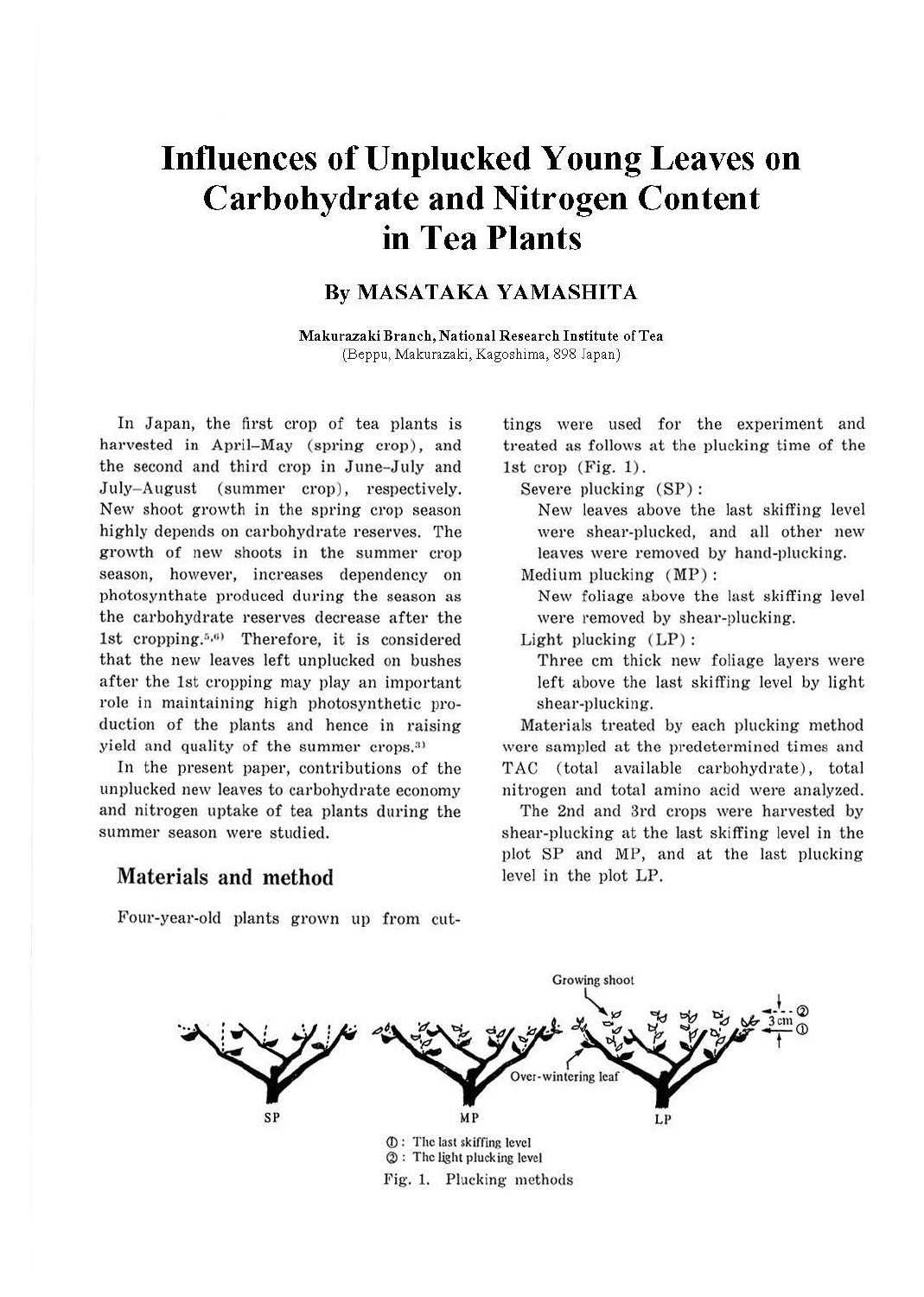# Influences of Unplucked Young Leaves on Carbohydrate and Nitrogen Content in Tea Plants

## By MASATAKA YAMASHITA

**Makurazaki Branch, National Research Institute of Tea**
(Beppu, Makurazaki, Kagoshima, 898 Japan)

In Japan, the first crop of tea plants is harvested in April–May (spring crop), and the second and third crop in June–July and July–August (summer crop), respectively. New shoot growth in the spring crop season highly depends on carbohydrate reserves. The growth of new shoots in the summer crop season, however, increases dependency on photosynthate produced during the season as the carbohydrate reserves decrease after the 1st cropping.[5,6] Therefore, it is considered that the new leaves left unplucked on bushes after the 1st cropping may play an important role in maintaining high photosynthetic production of the plants and hence in raising yield and quality of the summer crops.[3]

In the present paper, contributions of the unplucked new leaves to carbohydrate economy and nitrogen uptake of tea plants during the summer season were studied.

## Materials and method

Four-year-old plants grown up from cuttings were used for the experiment and treated as follows at the plucking time of the 1st crop (Fig. 1).

Severe plucking (SP):
New leaves above the last skiffing level were shear-plucked, and all other new leaves were removed by hand-plucking.

Medium plucking (MP):
New foliage above the last skiffing level were removed by shear-plucking.

Light plucking (LP):
Three cm thick new foliage layers were left above the last skiffing level by light shear-plucking.

Materials treated by each plucking method were sampled at the predetermined times and TAC (total available carbohydrate), total nitrogen and total amino acid were analyzed.

The 2nd and 3rd crops were harvested by shear-plucking at the last skiffing level in the plot SP and MP, and at the last plucking level in the plot LP.

①: The last skiffing level
②: The light plucking level

Fig. 1. Plucking methods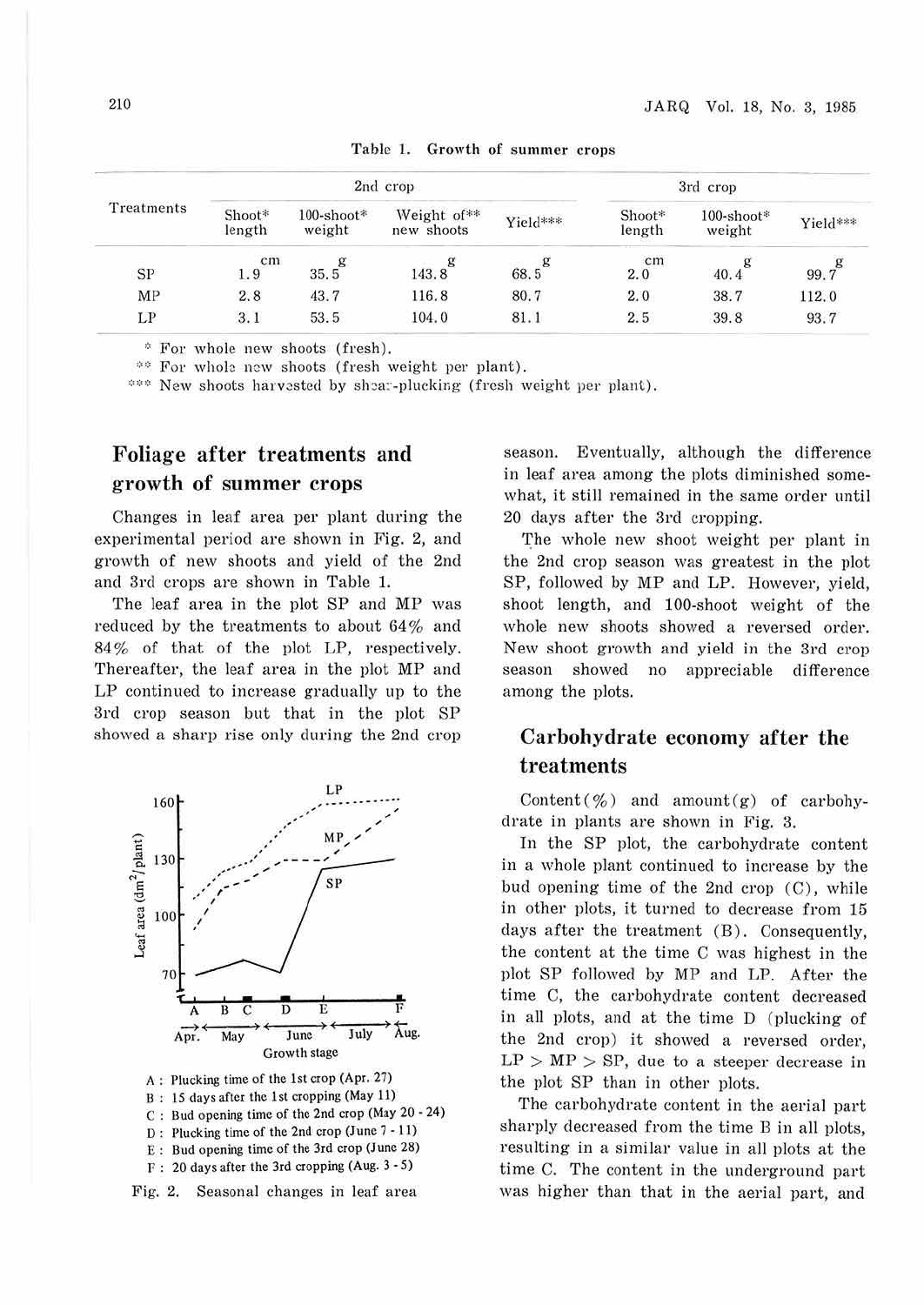Table 1. Growth of summer crops

| Treatments | 2nd crop | | | | 3rd crop | | |
|---|---|---|---|---|---|---|---|
| | Shoot* length | 100-shoot* weight | Weight of** new shoots | Yield*** | Shoot* length | 100-shoot* weight | Yield*** |
| | cm | g | g | g | cm | g | g |
| SP | 1.9 | 35.5 | 143.8 | 68.5 | 2.0 | 40.4 | 99.7 |
| MP | 2.8 | 43.7 | 116.8 | 80.7 | 2.0 | 38.7 | 112.0 |
| LP | 3.1 | 53.5 | 104.0 | 81.1 | 2.5 | 39.8 | 93.7 |

\* For whole new shoots (fresh).

\** For whole new shoots (fresh weight per plant).

\*** New shoots harvested by shear-plucking (fresh weight per plant).

## Foliage after treatments and growth of summer crops

Changes in leaf area per plant during the experimental period are shown in Fig. 2, and growth of new shoots and yield of the 2nd and 3rd crops are shown in Table 1.

The leaf area in the plot SP and MP was reduced by the treatments to about 64% and 84% of that of the plot LP, respectively. Thereafter, the leaf area in the plot MP and LP continued to increase gradually up to the 3rd crop season but that in the plot SP showed a sharp rise only during the 2nd crop season. Eventually, although the difference in leaf area among the plots diminished somewhat, it still remained in the same order until 20 days after the 3rd cropping.

The whole new shoot weight per plant in the 2nd crop season was greatest in the plot SP, followed by MP and LP. However, yield, shoot length, and 100-shoot weight of the whole new shoots showed a reversed order. New shoot growth and yield in the 3rd crop season showed no appreciable difference among the plots.

A : Plucking time of the 1st crop (Apr. 27)
B : 15 days after the 1st cropping (May 11)
C : Bud opening time of the 2nd crop (May 20 - 24)
D : Plucking time of the 2nd crop (June 7 - 11)
E : Bud opening time of the 3rd crop (June 28)
F : 20 days after the 3rd cropping (Aug. 3 - 5)

Fig. 2. Seasonal changes in leaf area

## Carbohydrate economy after the treatments

Content(%) and amount(g) of carbohydrate in plants are shown in Fig. 3.

In the SP plot, the carbohydrate content in a whole plant continued to increase by the bud opening time of the 2nd crop (C), while in other plots, it turned to decrease from 15 days after the treatment (B). Consequently, the content at the time C was highest in the plot SP followed by MP and LP. After the time C, the carbohydrate content decreased in all plots, and at the time D (plucking of the 2nd crop) it showed a reversed order, LP > MP > SP, due to a steeper decrease in the plot SP than in other plots.

The carbohydrate content in the aerial part sharply decreased from the time B in all plots, resulting in a similar value in all plots at the time C. The content in the underground part was higher than that in the aerial part, and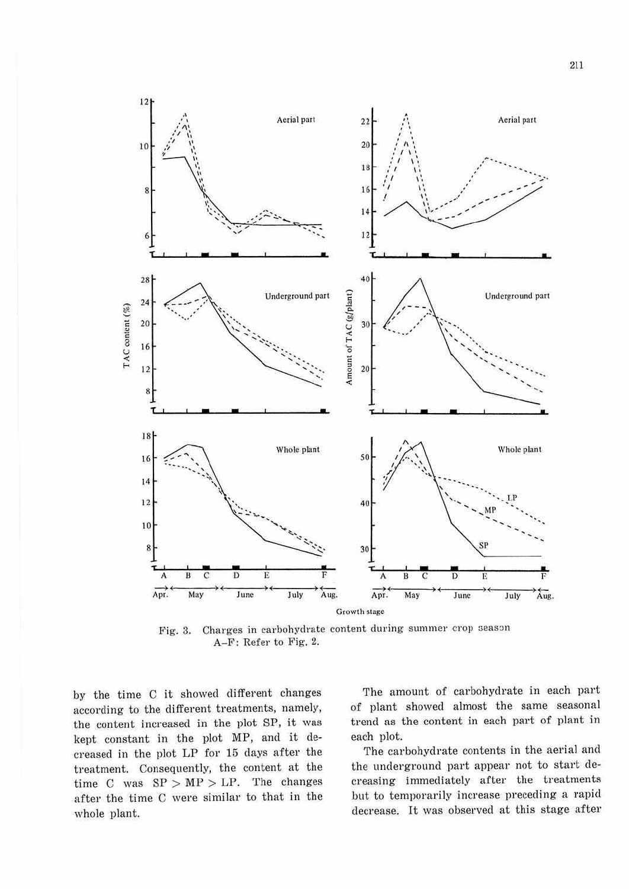Fig. 3. Charges in carbohydrate content during summer crop season
A–F: Refer to Fig. 2.

by the time C it showed different changes according to the different treatments, namely, the content increased in the plot SP, it was kept constant in the plot MP, and it decreased in the plot LP for 15 days after the treatment. Consequently, the content at the time C was SP > MP > LP. The changes after the time C were similar to that in the whole plant.

The amount of carbohydrate in each part of plant showed almost the same seasonal trend as the content in each part of plant in each plot.

The carbohydrate contents in the aerial and the underground part appear not to start decreasing immediately after the treatments but to temporarily increase preceding a rapid decrease. It was observed at this stage after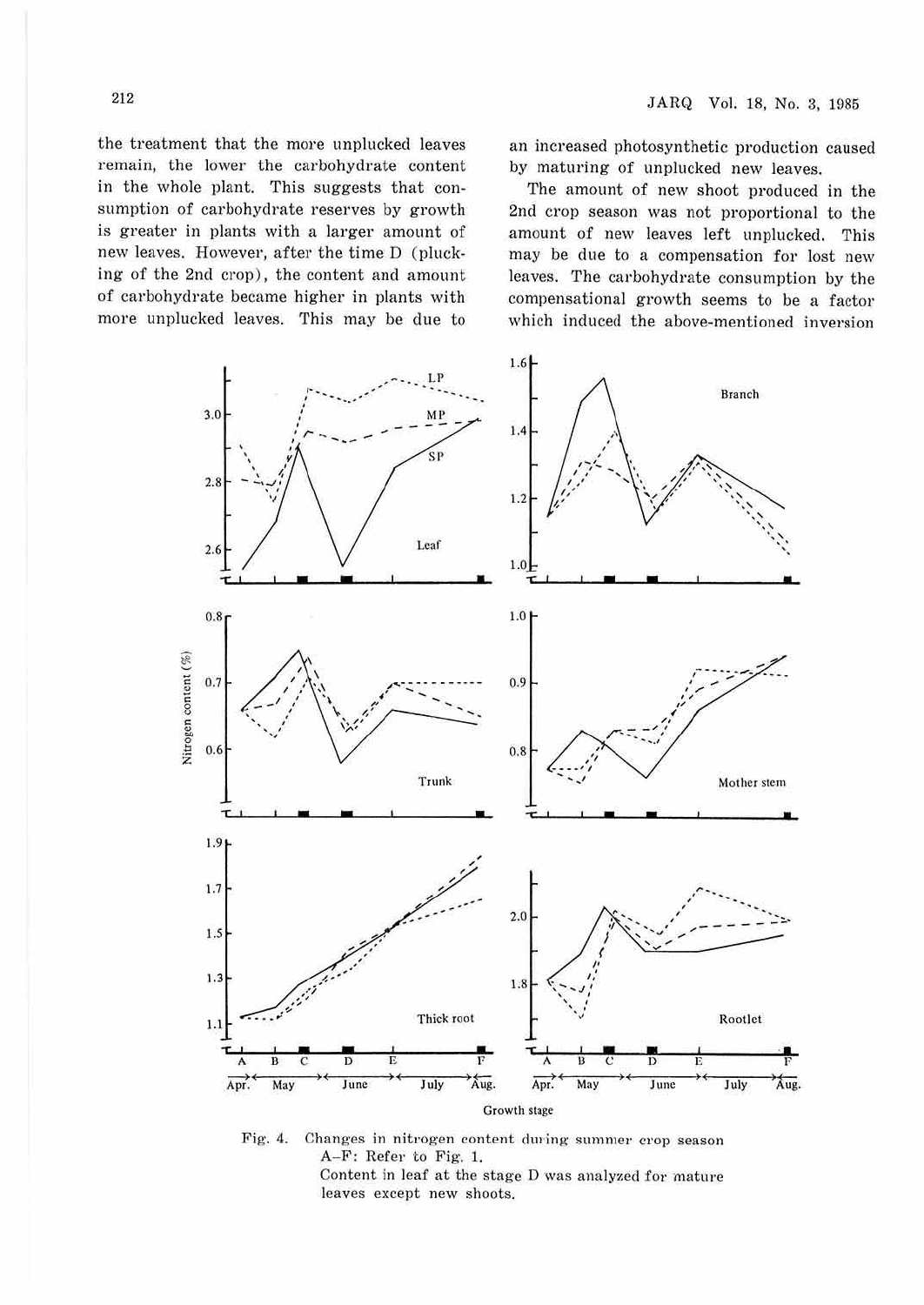the treatment that the more unplucked leaves remain, the lower the carbohydrate content in the whole plant. This suggests that consumption of carbohydrate reserves by growth is greater in plants with a larger amount of new leaves. However, after the time D (plucking of the 2nd crop), the content and amount of carbohydrate became higher in plants with more unplucked leaves. This may be due to an increased photosynthetic production caused by maturing of unplucked new leaves.

The amount of new shoot produced in the 2nd crop season was not proportional to the amount of new leaves left unplucked. This may be due to a compensation for lost new leaves. The carbohydrate consumption by the compensational growth seems to be a factor which induced the above-mentioned inversion

Fig. 4. Changes in nitrogen content during summer crop season
A–F: Refer to Fig. 1.
Content in leaf at the stage D was analyzed for mature leaves except new shoots.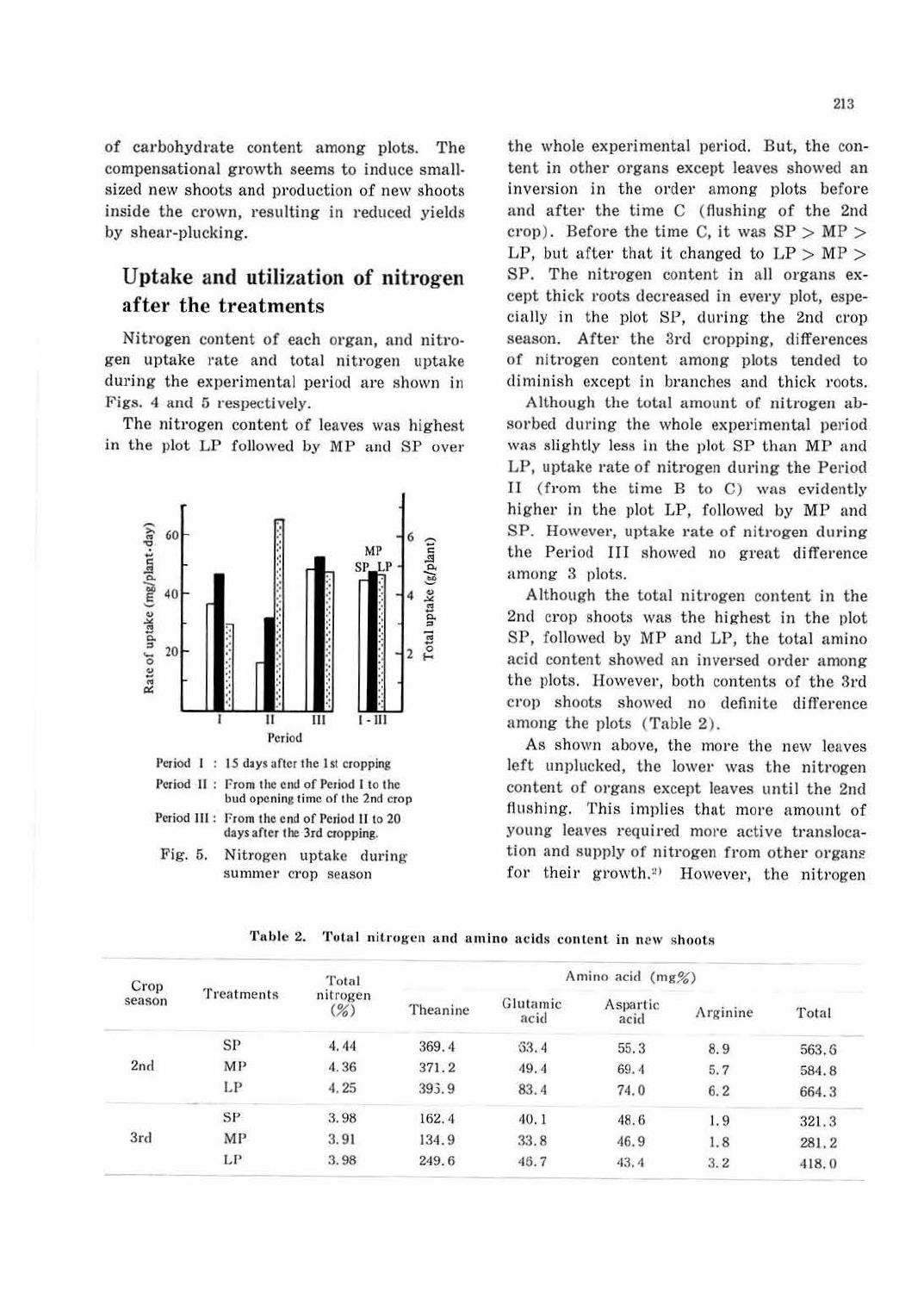of carbohydrate content among plots. The compensational growth seems to induce small-sized new shoots and production of new shoots inside the crown, resulting in reduced yields by shear-plucking.

## Uptake and utilization of nitrogen after the treatments

Nitrogen content of each organ, and nitrogen uptake rate and total nitrogen uptake during the experimental period are shown in Figs. 4 and 5 respectively.

The nitrogen content of leaves was highest in the plot LP followed by MP and SP over the whole experimental period. But, the content in other organs except leaves showed an inversion in the order among plots before and after the time C (flushing of the 2nd crop). Before the time C, it was SP > MP > LP, but after that it changed to LP > MP > SP. The nitrogen content in all organs except thick roots decreased in every plot, especially in the plot SP, during the 2nd crop season. After the 3rd cropping, differences of nitrogen content among plots tended to diminish except in branches and thick roots.

Period I : 15 days after the 1st cropping

Period II : From the end of Period I to the bud opening time of the 2nd crop

Period III : From the end of Period II to 20 days after the 3rd cropping.

Fig. 5. Nitrogen uptake during summer crop season

Although the total amount of nitrogen absorbed during the whole experimental period was slightly less in the plot SP than MP and LP, uptake rate of nitrogen during the Period II (from the time B to C) was evidently higher in the plot LP, followed by MP and SP. However, uptake rate of nitrogen during the Period III showed no great difference among 3 plots.

Although the total nitrogen content in the 2nd crop shoots was the highest in the plot SP, followed by MP and LP, the total amino acid content showed an inversed order among the plots. However, both contents of the 3rd crop shoots showed no definite difference among the plots (Table 2).

As shown above, the more the new leaves left unplucked, the lower was the nitrogen content of organs except leaves until the 2nd flushing. This implies that more amount of young leaves required more active translocation and supply of nitrogen from other organs for their growth.[2] However, the nitrogen

Table 2. Total nitrogen and amino acids content in new shoots

| Crop season | Treatments | Total nitrogen (%) | Amino acid (mg%) | | | | |
|---|---|---|---|---|---|---|---|
| | | | Theanine | Glutamic acid | Aspartic acid | Arginine | Total |
| 2nd | SP | 4.44 | 369.4 | 63.4 | 55.3 | 8.9 | 563.6 |
| | MP | 4.36 | 371.2 | 49.4 | 69.4 | 5.7 | 584.8 |
| | LP | 4.25 | 395.9 | 83.4 | 74.0 | 6.2 | 664.3 |
| 3rd | SP | 3.98 | 162.4 | 40.1 | 48.6 | 1.9 | 321.3 |
| | MP | 3.91 | 134.9 | 33.8 | 46.9 | 1.8 | 281.2 |
| | LP | 3.98 | 249.6 | 46.7 | 43.4 | 3.2 | 418.0 |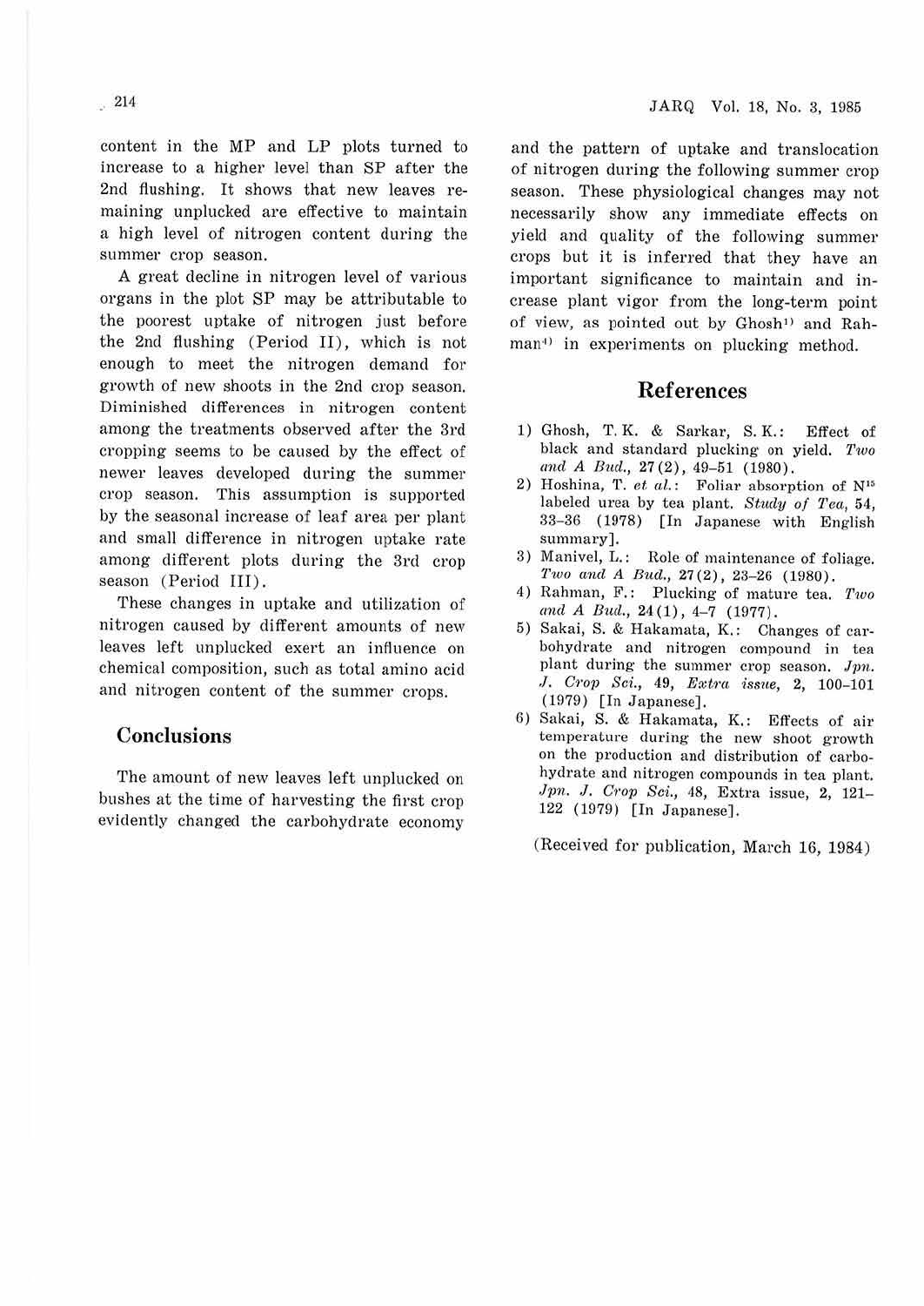content in the MP and LP plots turned to increase to a higher level than SP after the 2nd flushing. It shows that new leaves remaining unplucked are effective to maintain a high level of nitrogen content during the summer crop season.

A great decline in nitrogen level of various organs in the plot SP may be attributable to the poorest uptake of nitrogen just before the 2nd flushing (Period II), which is not enough to meet the nitrogen demand for growth of new shoots in the 2nd crop season. Diminished differences in nitrogen content among the treatments observed after the 3rd cropping seems to be caused by the effect of newer leaves developed during the summer crop season. This assumption is supported by the seasonal increase of leaf area per plant and small difference in nitrogen uptake rate among different plots during the 3rd crop season (Period III).

These changes in uptake and utilization of nitrogen caused by different amounts of new leaves left unplucked exert an influence on chemical composition, such as total amino acid and nitrogen content of the summer crops.

## Conclusions

The amount of new leaves left unplucked on bushes at the time of harvesting the first crop evidently changed the carbohydrate economy and the pattern of uptake and translocation of nitrogen during the following summer crop season. These physiological changes may not necessarily show any immediate effects on yield and quality of the following summer crops but it is inferred that they have an important significance to maintain and increase plant vigor from the long-term point of view, as pointed out by Ghosh[1] and Rahman[4] in experiments on plucking method.

## References

1) Ghosh, T. K. & Sarkar, S. K.: Effect of black and standard plucking on yield. *Two and A Bud.*, 27(2), 49–51 (1980).
2) Hoshina, T. *et al.*: Foliar absorption of $N^{15}$ labeled urea by tea plant. *Study of Tea*, 54, 33–36 (1978) [In Japanese with English summary].
3) Manivel, L.: Role of maintenance of foliage. *Two and A Bud.*, 27(2), 23–26 (1980).
4) Rahman, F.: Plucking of mature tea. *Two and A Bud.*, 24(1), 4–7 (1977).
5) Sakai, S. & Hakamata, K.: Changes of carbohydrate and nitrogen compound in tea plant during the summer crop season. *Jpn. J. Crop Sci.*, 49, *Extra issue*, 2, 100–101 (1979) [In Japanese].
6) Sakai, S. & Hakamata, K.: Effects of air temperature during the new shoot growth on the production and distribution of carbohydrate and nitrogen compounds in tea plant. *Jpn. J. Crop Sci.*, 48, Extra issue, 2, 121–122 (1979) [In Japanese].

(Received for publication, March 16, 1984)